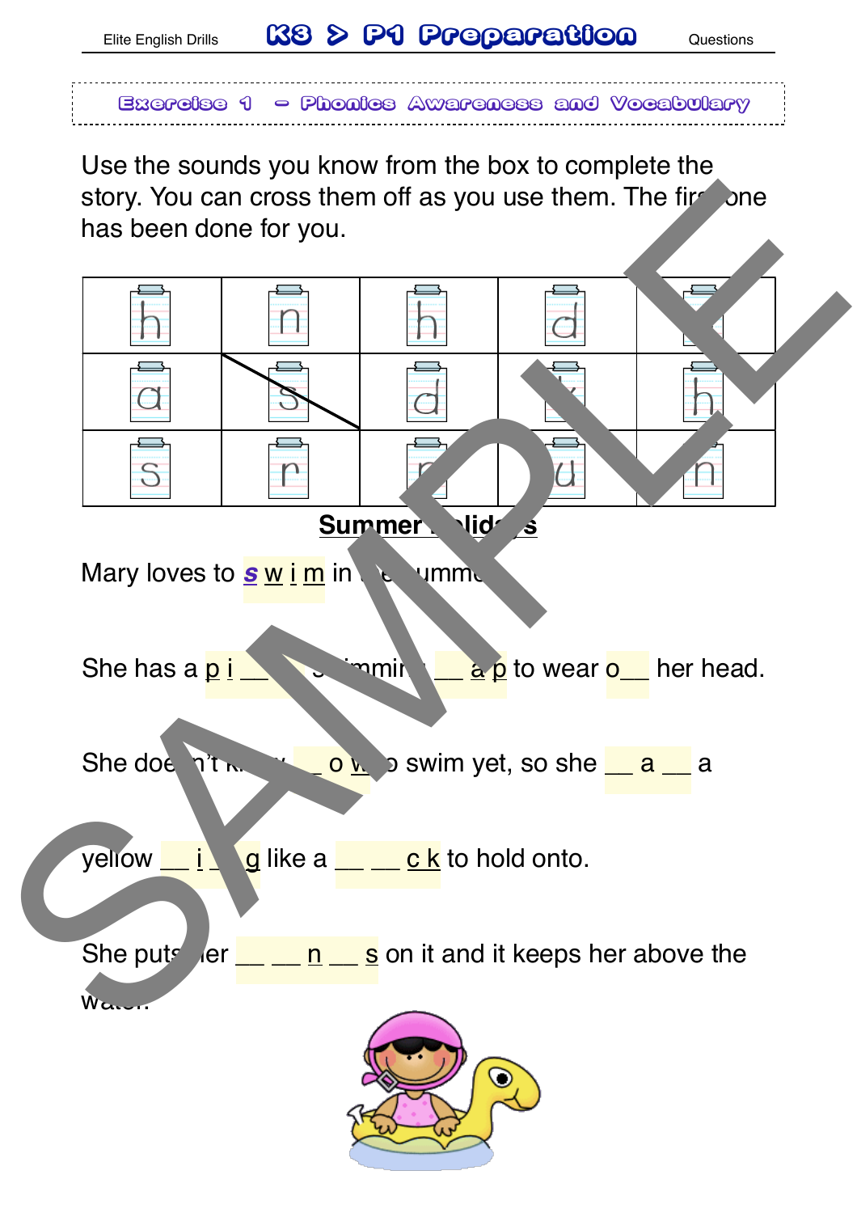## Exercise 1 – Phonics Awareness and Vocabulary

Use the sounds you know from the box to complete the story. You can cross them off as you use them. The first one has been done for you.

| | | | | |
|---|---|---|---|---|
| h | n | h | d | |
| a | ~~s~~ | d | | h |
| s | r | | u | n |

**Summer Holidays**

Mary loves to **s** w i m in the summer.

She has a p i __ __ swimming __ a p to wear o__ her head.

She doesn't know __ o w to swim yet, so she __ a __ a

yellow __ i __ g like a __ __ c k to hold onto.

She puts her __ __ n __ s on it and it keeps her above the water.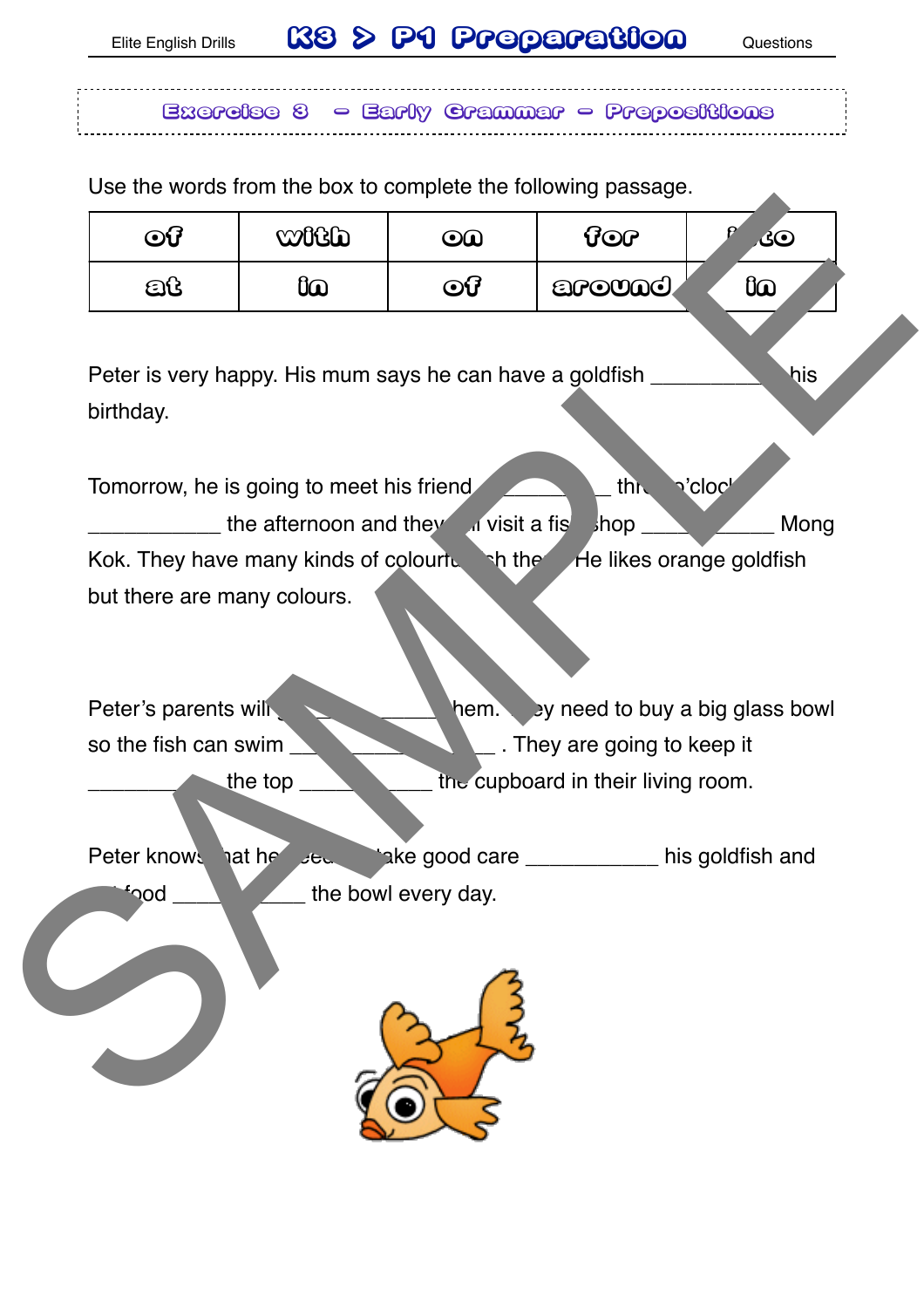## Exercise 3 – Early Grammar – Prepositions

Use the words from the box to complete the following passage.

| of | with | on | for | into |
|---|---|---|---|---|
| at | in | of | around | in |

Peter is very happy. His mum says he can have a goldfish ___________ his birthday.

Tomorrow, he is going to meet his friend ___________ three o'clock ___________ the afternoon and they will visit a fish shop ___________ Mong Kok. They have many kinds of colourful fish there. He likes orange goldfish but there are many colours.

Peter's parents will go ___________ them. They need to buy a big glass bowl so the fish can swim ___________ . They are going to keep it ___________ the top ___________ the cupboard in their living room.

Peter knows that he needs to take good care ___________ his goldfish and put food ___________ the bowl every day.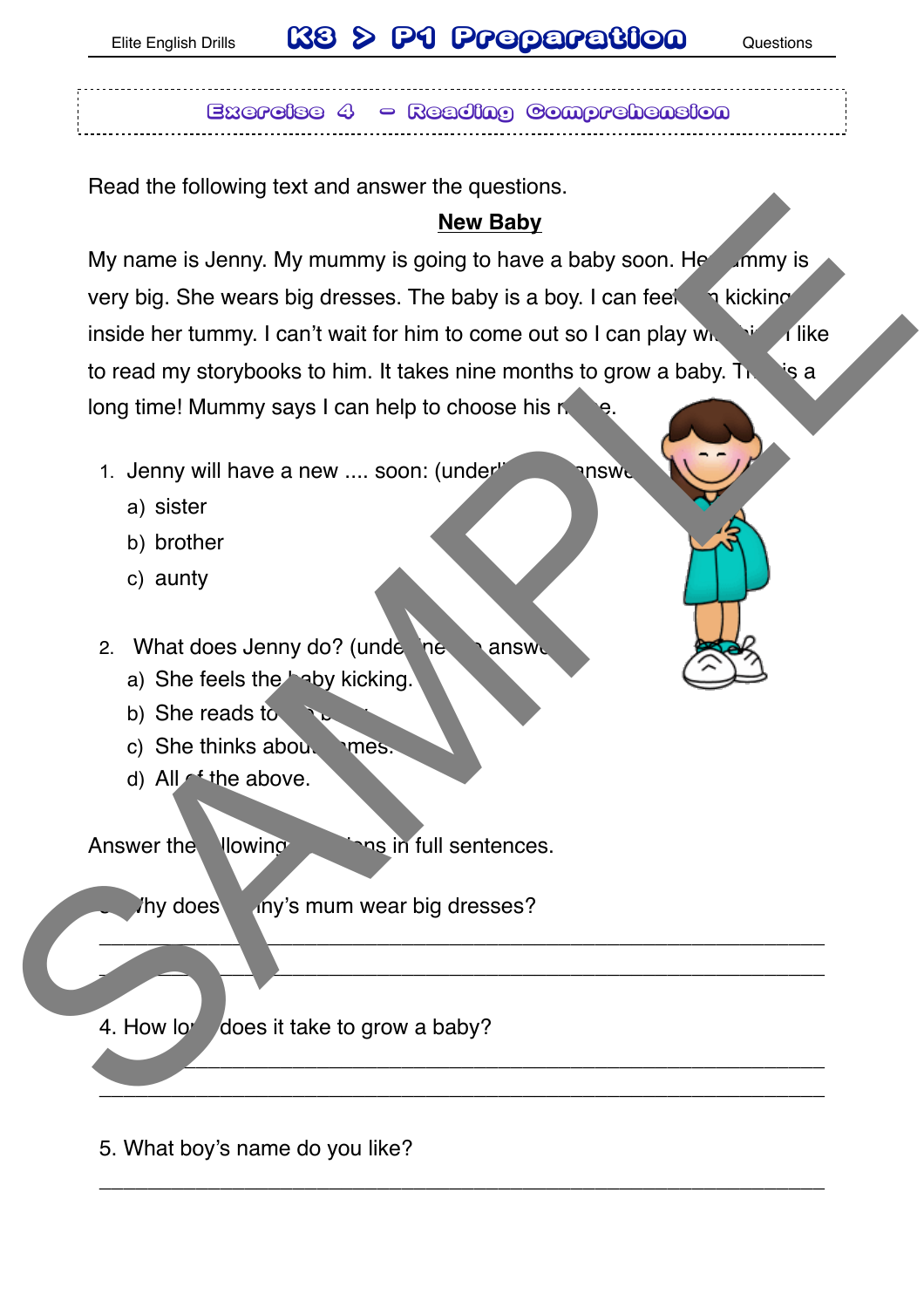## Exercise 4 – Reading Comprehension

Read the following text and answer the questions.

**New Baby**

My name is Jenny. My mummy is going to have a baby soon. Her tummy is very big. She wears big dresses. The baby is a boy. I can feel him kicking inside her tummy. I can't wait for him to come out so I can play with him. I like to read my storybooks to him. It takes nine months to grow a baby. This is a long time! Mummy says I can help to choose his name.

1. Jenny will have a new .... soon: (underline the answer)
   a) sister
   b) brother
   c) aunty

2. What does Jenny do? (underline the answer)
   a) She feels the baby kicking.
   b) She reads to the baby.
   c) She thinks about names.
   d) All of the above.

Answer the following questions in full sentences.

3. Why does Jenny's mum wear big dresses?

______________________________________________________________

______________________________________________________________

4. How long does it take to grow a baby?

______________________________________________________________

______________________________________________________________

5. What boy's name do you like?

______________________________________________________________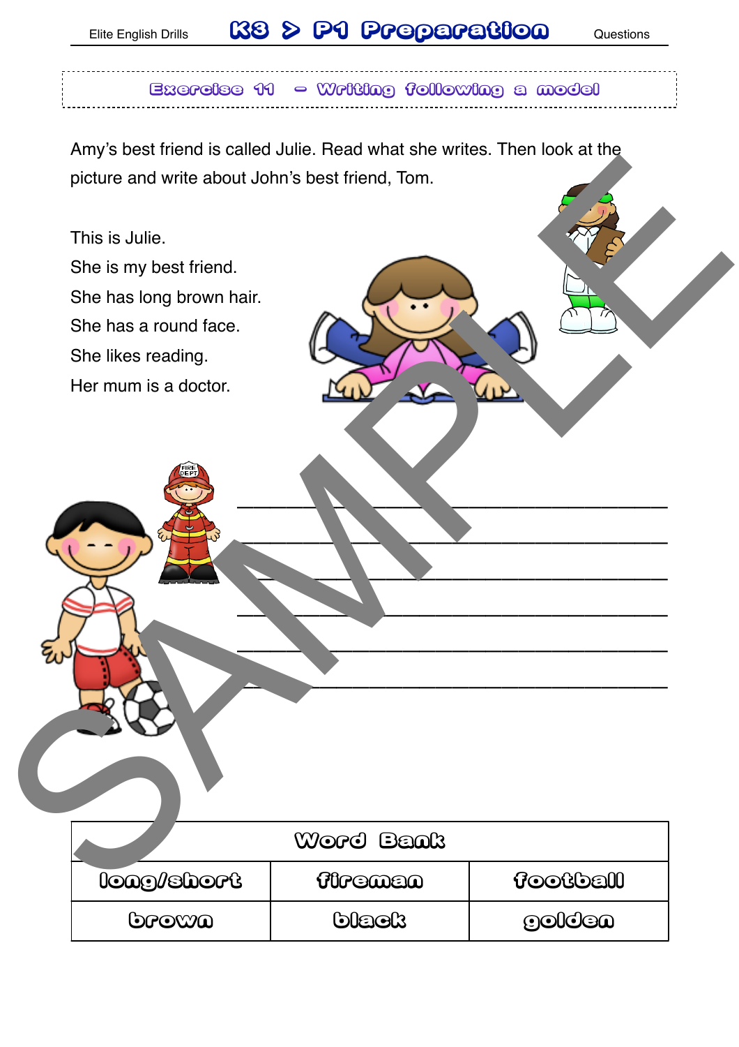## Exercise 11 – Writing following a model

Amy's best friend is called Julie. Read what she writes. Then look at the picture and write about John's best friend, Tom.

This is Julie.
She is my best friend.
She has long brown hair.
She has a round face.
She likes reading.
Her mum is a doctor.

______________________________________
______________________________________
______________________________________
______________________________________
______________________________________
______________________________________

| Word Bank | | |
|---|---|---|
| long/short | fireman | football |
| brown | black | golden |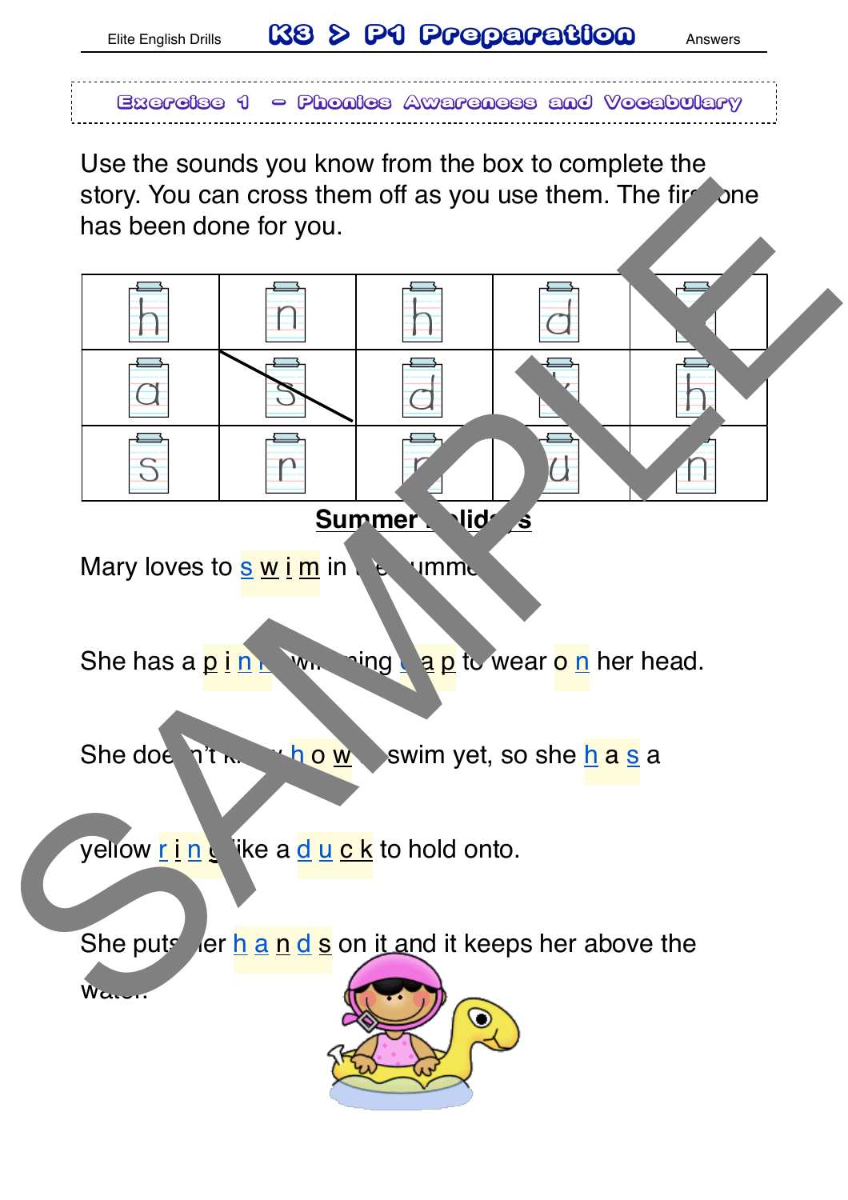## Exercise 1 – Phonics Awareness and Vocabulary

Use the sounds you know from the box to complete the story. You can cross them off as you use them. The first one has been done for you.

| | | | | |
|---|---|---|---|---|
| h | n | h | d | |
| a | ~~s~~ | d | | h |
| s | r | | u | n |

**Summer Holidays**

Mary loves to s w i m in the summer.

She has a p i n k swimming c a p to wear o n her head.

She doesn't know h o w to swim yet, so she h a s a

yellow r i n g like a d u c k to hold onto.

She puts her h a n d s on it and it keeps her above the water.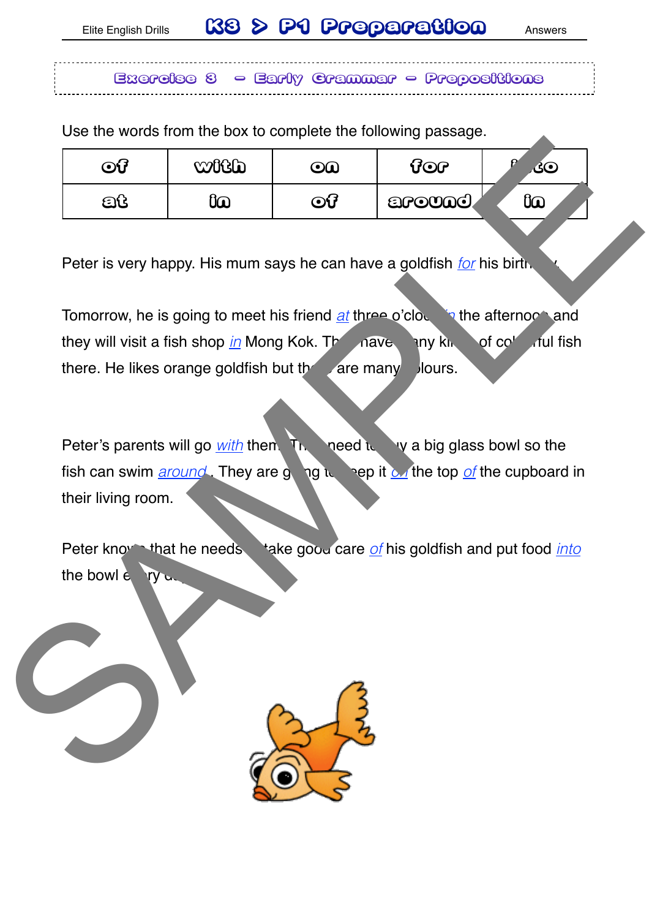## Exercise 3 – Early Grammar – Prepositions

Use the words from the box to complete the following passage.

| of | with | on | for | into |
|---|---|---|---|---|
| at | in | of | around | in |

Peter is very happy. His mum says he can have a goldfish *for* his birthday.

Tomorrow, he is going to meet his friend *at* three o'clock *in* the afternoon and they will visit a fish shop *in* Mong Kok. They have many kinds of colourful fish there. He likes orange goldfish but there are many colours.

Peter's parents will go *with* them. They need to buy a big glass bowl so the fish can swim *around*. They are going to keep it *on* the top *of* the cupboard in their living room.

Peter knows that he needs to take good care *of* his goldfish and put food *into* the bowl every day.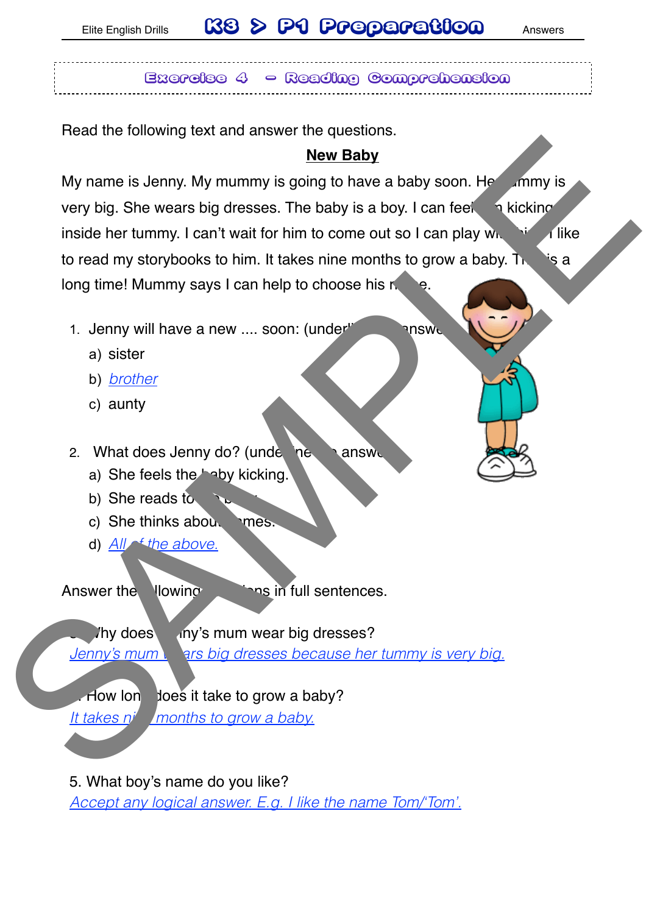## Exercise 4 – Reading Comprehension

Read the following text and answer the questions.

**New Baby**

My name is Jenny. My mummy is going to have a baby soon. Her tummy is very big. She wears big dresses. The baby is a boy. I can feel him kicking inside her tummy. I can't wait for him to come out so I can play with him. I like to read my storybooks to him. It takes nine months to grow a baby. That is a long time! Mummy says I can help to choose his name.

1. Jenny will have a new .... soon: (underline the answer)
   a) sister
   b) *brother*
   c) aunty

2. What does Jenny do? (underline the answer)
   a) She feels the baby kicking.
   b) She reads to the baby.
   c) She thinks about names.
   d) *All of the above.*

Answer the following questions in full sentences.

3. Why does Jenny's mum wear big dresses?
*Jenny's mum wears big dresses because her tummy is very big.*

4. How long does it take to grow a baby?
*It takes nine months to grow a baby.*

5. What boy's name do you like?
*Accept any logical answer. E.g. I like the name Tom/'Tom'.*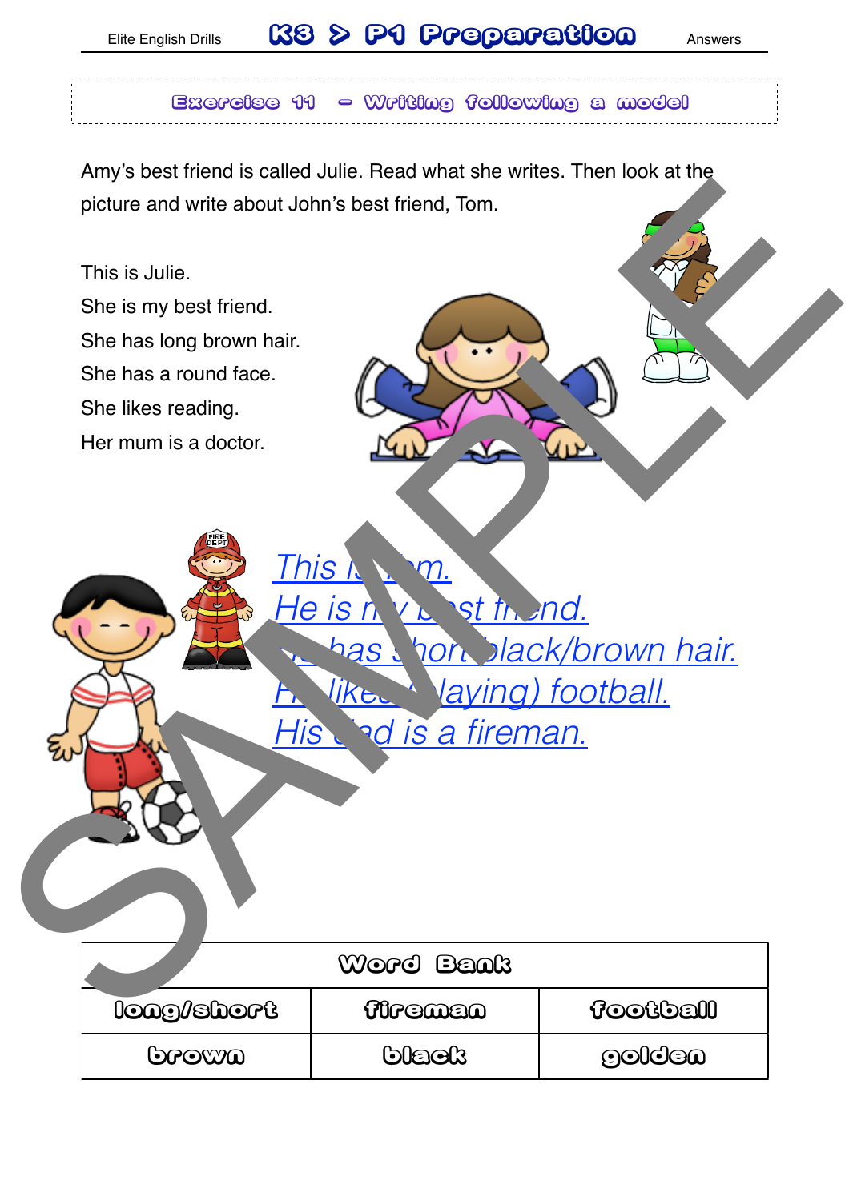## Exercise 11 – Writing following a model

Amy's best friend is called Julie. Read what she writes. Then look at the picture and write about John's best friend, Tom.

This is Julie.
She is my best friend.
She has long brown hair.
She has a round face.
She likes reading.
Her mum is a doctor.

*This is Tom.*
*He is my best friend.*
*He has short black/brown hair.*
*He likes (playing) football.*
*His dad is a fireman.*

| Word Bank | | |
|---|---|---|
| long/short | fireman | football |
| brown | black | golden |